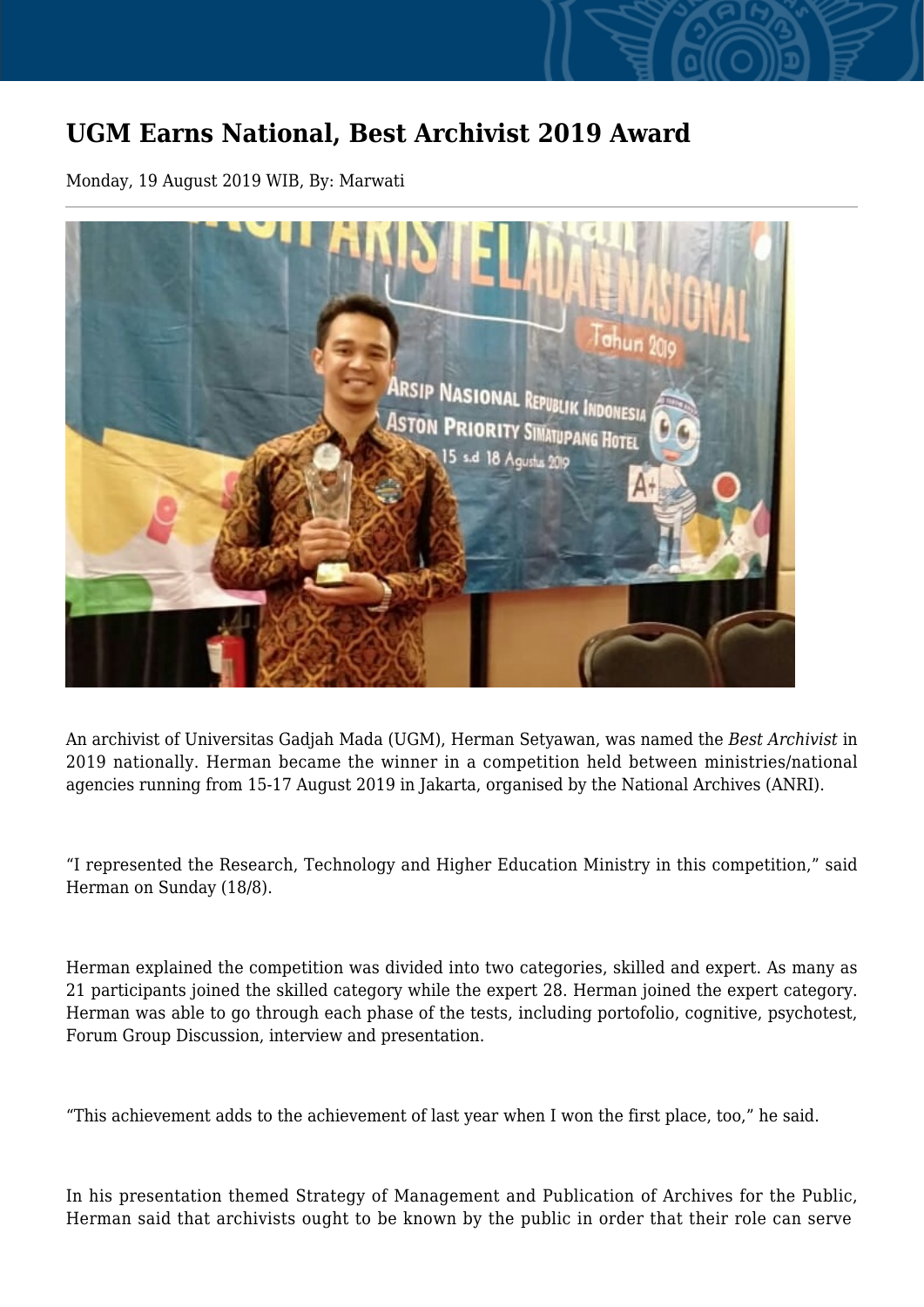# UGM Earns National, Best Archivist 2019 Award

Monday, 19 August 2019 WIB, By: Marwati

An archivist of Universitas Gadjah Mada (UGM), Herman Setyawan, was named the *Best Archivist* in 2019 nationally. Herman became the winner in a competition held between ministries/national agencies running from 15-17 August 2019 in Jakarta, organised by the National Archives (ANRI).

“I represented the Research, Technology and Higher Education Ministry in this competition,” said Herman on Sunday (18/8).

Herman explained the competition was divided into two categories, skilled and expert. As many as 21 participants joined the skilled category while the expert 28. Herman joined the expert category. Herman was able to go through each phase of the tests, including portofolio, cognitive, psychotest, Forum Group Discussion, interview and presentation.

“This achievement adds to the achievement of last year when I won the first place, too,” he said.

In his presentation themed Strategy of Management and Publication of Archives for the Public, Herman said that archivists ought to be known by the public in order that their role can serve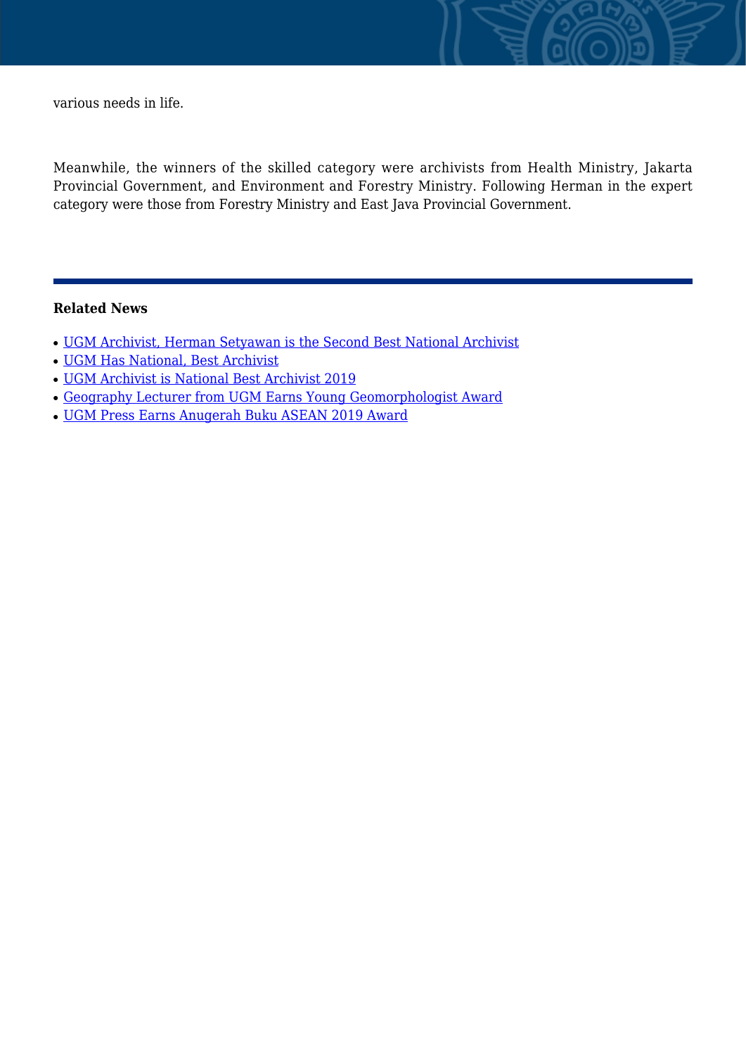various needs in life.

Meanwhile, the winners of the skilled category were archivists from Health Ministry, Jakarta Provincial Government, and Environment and Forestry Ministry. Following Herman in the expert category were those from Forestry Ministry and East Java Provincial Government.

---

**Related News**

- UGM Archivist, Herman Setyawan is the Second Best National Archivist
- UGM Has National, Best Archivist
- UGM Archivist is National Best Archivist 2019
- Geography Lecturer from UGM Earns Young Geomorphologist Award
- UGM Press Earns Anugerah Buku ASEAN 2019 Award